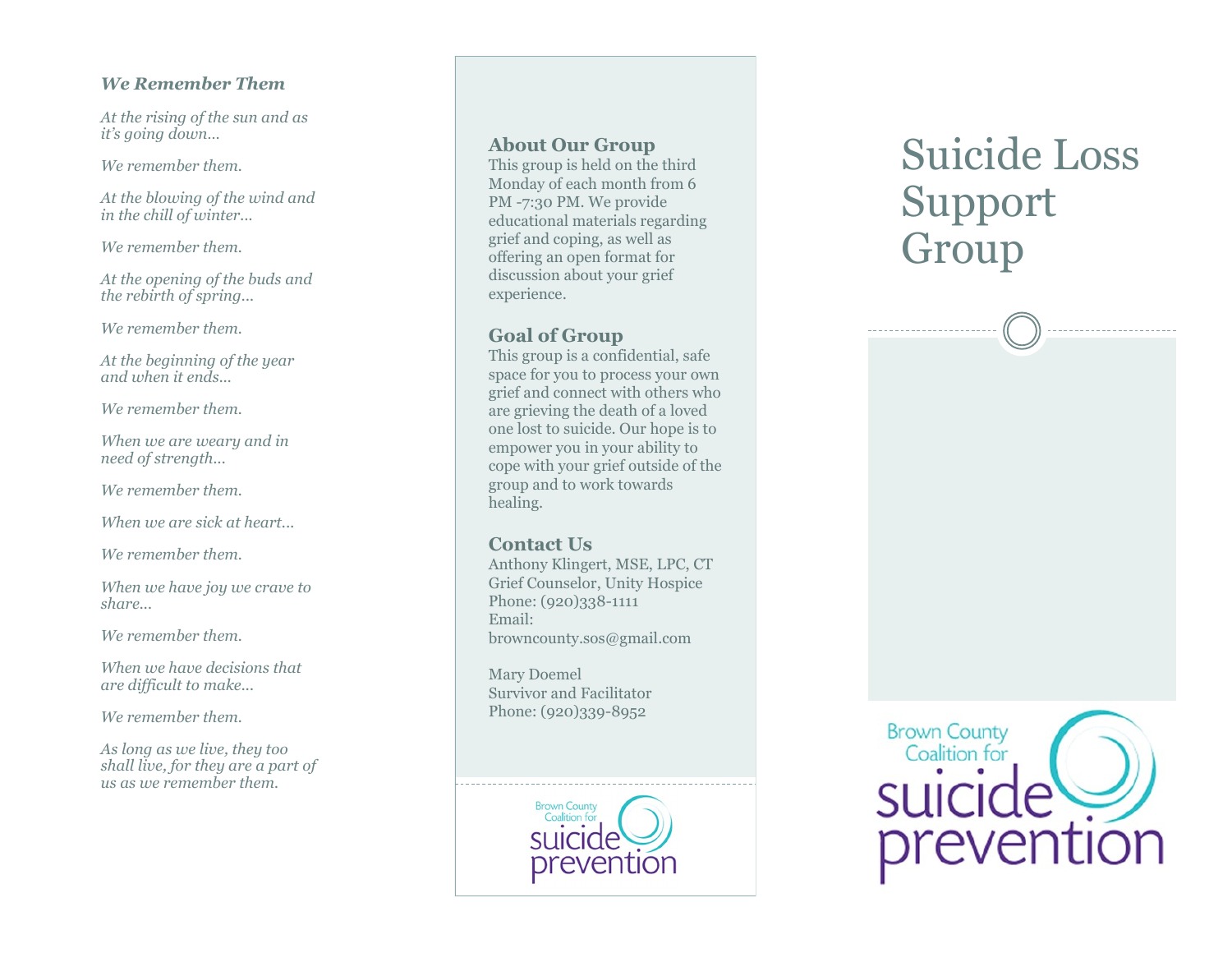***We Remember Them***

*At the rising of the sun and as it's going down…*

*We remember them.*

*At the blowing of the wind and in the chill of winter…*

*We remember them.*

*At the opening of the buds and the rebirth of spring…*

*We remember them.*

*At the beginning of the year and when it ends…*

*We remember them.*

*When we are weary and in need of strength…*

*We remember them.*

*When we are sick at heart…*

*We remember them.*

*When we have joy we crave to share…*

*We remember them.*

*When we have decisions that are difficult to make…*

*We remember them.*

*As long as we live, they too shall live, for they are a part of us as we remember them.*

## About Our Group

This group is held on the third Monday of each month from 6 PM -7:30 PM. We provide educational materials regarding grief and coping, as well as offering an open format for discussion about your grief experience.

## Goal of Group

This group is a confidential, safe space for you to process your own grief and connect with others who are grieving the death of a loved one lost to suicide. Our hope is to empower you in your ability to cope with your grief outside of the group and to work towards healing.

## Contact Us

Anthony Klingert, MSE, LPC, CT
Grief Counselor, Unity Hospice
Phone: (920)338-1111
Email:
browncounty.sos@gmail.com

Mary Doemel
Survivor and Facilitator
Phone: (920)339-8952

Brown County Coalition for suicide prevention

# Suicide Loss Support Group

Brown County Coalition for suicide prevention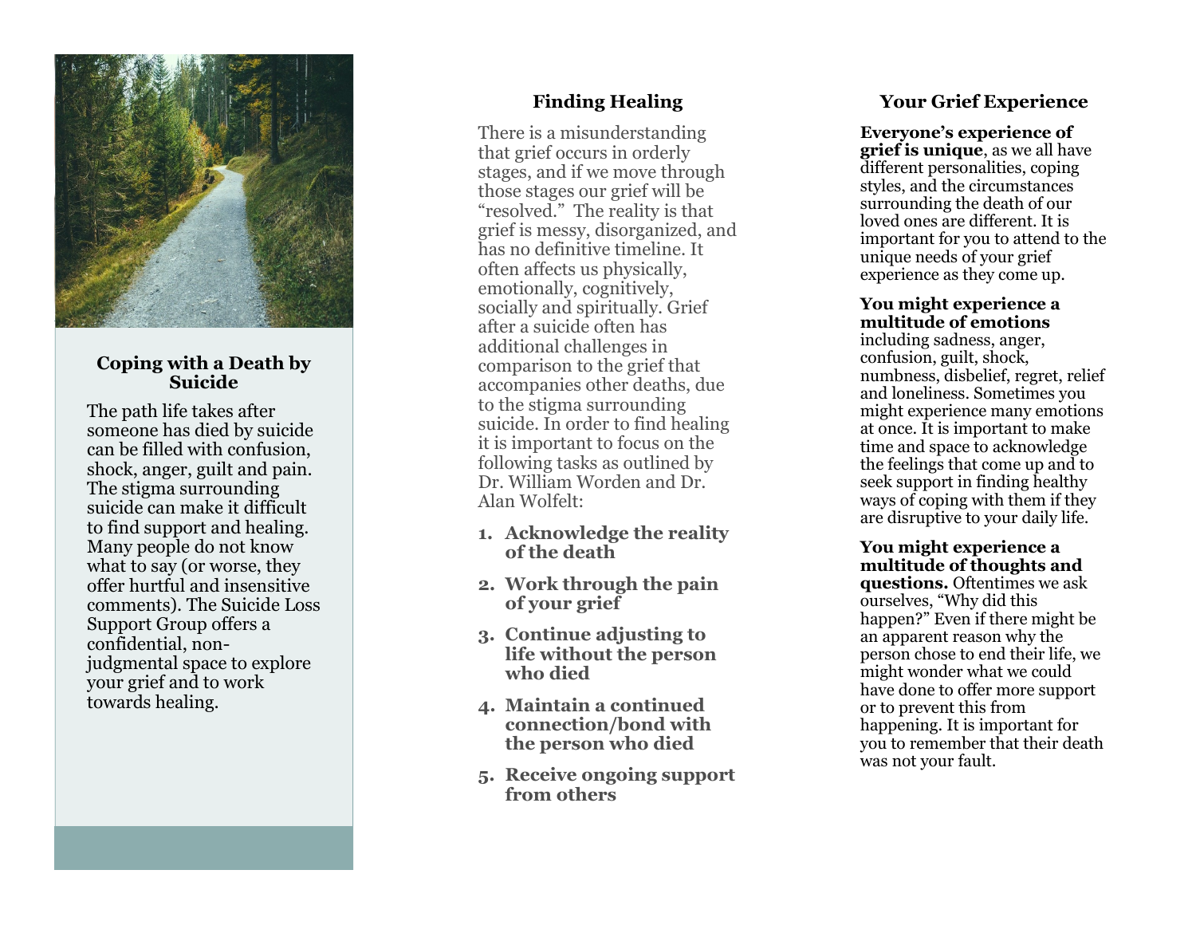## Coping with a Death by Suicide

The path life takes after someone has died by suicide can be filled with confusion, shock, anger, guilt and pain. The stigma surrounding suicide can make it difficult to find support and healing. Many people do not know what to say (or worse, they offer hurtful and insensitive comments). The Suicide Loss Support Group offers a confidential, non-judgmental space to explore your grief and to work towards healing.

## Finding Healing

There is a misunderstanding that grief occurs in orderly stages, and if we move through those stages our grief will be "resolved." The reality is that grief is messy, disorganized, and has no definitive timeline. It often affects us physically, emotionally, cognitively, socially and spiritually. Grief after a suicide often has additional challenges in comparison to the grief that accompanies other deaths, due to the stigma surrounding suicide. In order to find healing it is important to focus on the following tasks as outlined by Dr. William Worden and Dr. Alan Wolfelt:

1. **Acknowledge the reality of the death**
2. **Work through the pain of your grief**
3. **Continue adjusting to life without the person who died**
4. **Maintain a continued connection/bond with the person who died**
5. **Receive ongoing support from others**

## Your Grief Experience

**Everyone's experience of grief is unique**, as we all have different personalities, coping styles, and the circumstances surrounding the death of our loved ones are different. It is important for you to attend to the unique needs of your grief experience as they come up.

**You might experience a multitude of emotions** including sadness, anger, confusion, guilt, shock, numbness, disbelief, regret, relief and loneliness. Sometimes you might experience many emotions at once. It is important to make time and space to acknowledge the feelings that come up and to seek support in finding healthy ways of coping with them if they are disruptive to your daily life.

**You might experience a multitude of thoughts and questions.** Oftentimes we ask ourselves, "Why did this happen?" Even if there might be an apparent reason why the person chose to end their life, we might wonder what we could have done to offer more support or to prevent this from happening. It is important for you to remember that their death was not your fault.